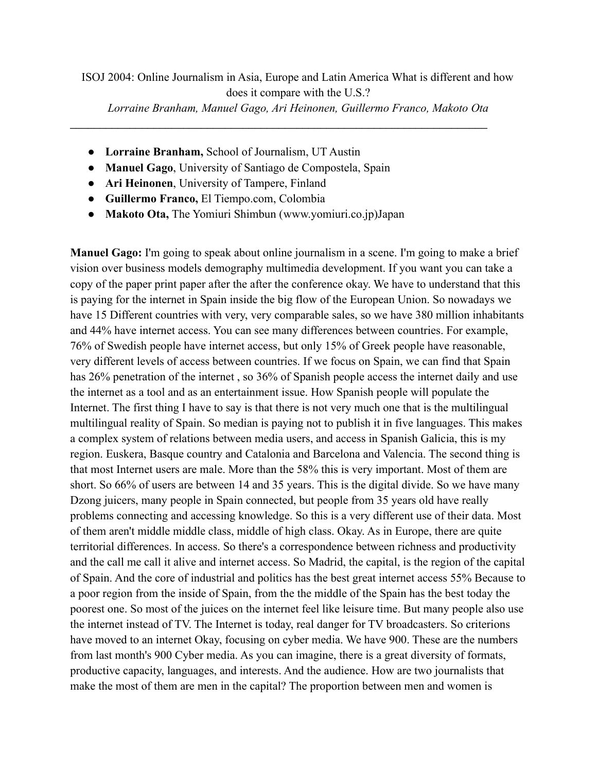ISOJ 2004: Online Journalism in Asia, Europe and Latin America What is different and how does it compare with the U.S.?

*Lorraine Branham, Manuel Gago, Ari Heinonen, Guillermo Franco, Makoto Ota*

---

- **Lorraine Branham,** School of Journalism, UT Austin
- **Manuel Gago**, University of Santiago de Compostela, Spain
- **Ari Heinonen**, University of Tampere, Finland
- **Guillermo Franco,** El Tiempo.com, Colombia
- **Makoto Ota,** The Yomiuri Shimbun (www.yomiuri.co.jp)Japan

**Manuel Gago:** I'm going to speak about online journalism in a scene. I'm going to make a brief vision over business models demography multimedia development. If you want you can take a copy of the paper print paper after the after the conference okay. We have to understand that this is paying for the internet in Spain inside the big flow of the European Union. So nowadays we have 15 Different countries with very, very comparable sales, so we have 380 million inhabitants and 44% have internet access. You can see many differences between countries. For example, 76% of Swedish people have internet access, but only 15% of Greek people have reasonable, very different levels of access between countries. If we focus on Spain, we can find that Spain has 26% penetration of the internet , so 36% of Spanish people access the internet daily and use the internet as a tool and as an entertainment issue. How Spanish people will populate the Internet. The first thing I have to say is that there is not very much one that is the multilingual multilingual reality of Spain. So median is paying not to publish it in five languages. This makes a complex system of relations between media users, and access in Spanish Galicia, this is my region. Euskera, Basque country and Catalonia and Barcelona and Valencia. The second thing is that most Internet users are male. More than the 58% this is very important. Most of them are short. So 66% of users are between 14 and 35 years. This is the digital divide. So we have many Dzong juicers, many people in Spain connected, but people from 35 years old have really problems connecting and accessing knowledge. So this is a very different use of their data. Most of them aren't middle middle class, middle of high class. Okay. As in Europe, there are quite territorial differences. In access. So there's a correspondence between richness and productivity and the call me call it alive and internet access. So Madrid, the capital, is the region of the capital of Spain. And the core of industrial and politics has the best great internet access 55% Because to a poor region from the inside of Spain, from the the middle of the Spain has the best today the poorest one. So most of the juices on the internet feel like leisure time. But many people also use the internet instead of TV. The Internet is today, real danger for TV broadcasters. So criterions have moved to an internet Okay, focusing on cyber media. We have 900. These are the numbers from last month's 900 Cyber media. As you can imagine, there is a great diversity of formats, productive capacity, languages, and interests. And the audience. How are two journalists that make the most of them are men in the capital? The proportion between men and women is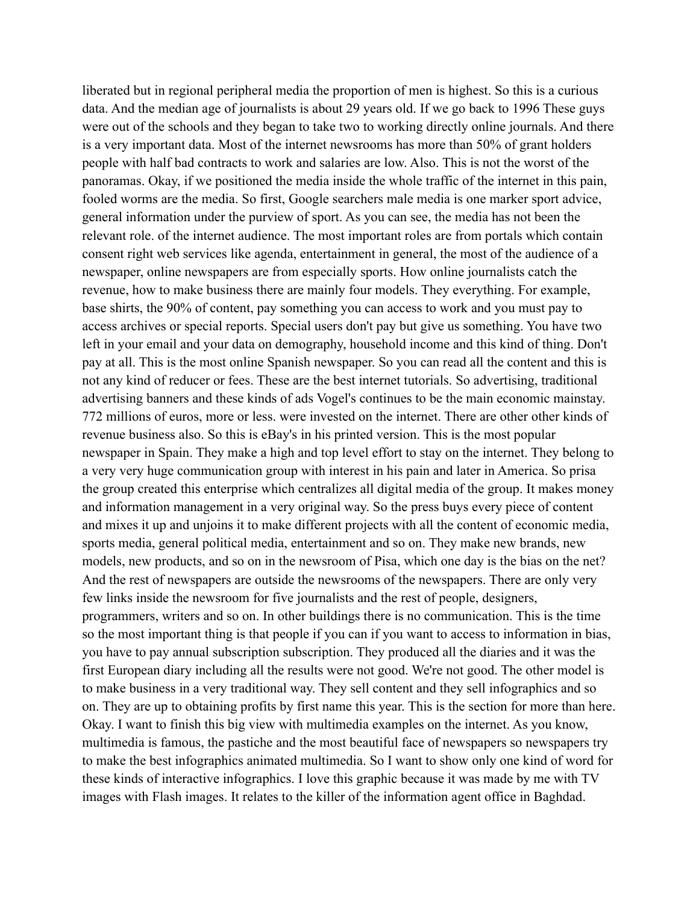liberated but in regional peripheral media the proportion of men is highest. So this is a curious data. And the median age of journalists is about 29 years old. If we go back to 1996 These guys were out of the schools and they began to take two to working directly online journals. And there is a very important data. Most of the internet newsrooms has more than 50% of grant holders people with half bad contracts to work and salaries are low. Also. This is not the worst of the panoramas. Okay, if we positioned the media inside the whole traffic of the internet in this pain, fooled worms are the media. So first, Google searchers male media is one marker sport advice, general information under the purview of sport. As you can see, the media has not been the relevant role. of the internet audience. The most important roles are from portals which contain consent right web services like agenda, entertainment in general, the most of the audience of a newspaper, online newspapers are from especially sports. How online journalists catch the revenue, how to make business there are mainly four models. They everything. For example, base shirts, the 90% of content, pay something you can access to work and you must pay to access archives or special reports. Special users don't pay but give us something. You have two left in your email and your data on demography, household income and this kind of thing. Don't pay at all. This is the most online Spanish newspaper. So you can read all the content and this is not any kind of reducer or fees. These are the best internet tutorials. So advertising, traditional advertising banners and these kinds of ads Vogel's continues to be the main economic mainstay. 772 millions of euros, more or less. were invested on the internet. There are other other kinds of revenue business also. So this is eBay's in his printed version. This is the most popular newspaper in Spain. They make a high and top level effort to stay on the internet. They belong to a very very huge communication group with interest in his pain and later in America. So prisa the group created this enterprise which centralizes all digital media of the group. It makes money and information management in a very original way. So the press buys every piece of content and mixes it up and unjoins it to make different projects with all the content of economic media, sports media, general political media, entertainment and so on. They make new brands, new models, new products, and so on in the newsroom of Pisa, which one day is the bias on the net? And the rest of newspapers are outside the newsrooms of the newspapers. There are only very few links inside the newsroom for five journalists and the rest of people, designers, programmers, writers and so on. In other buildings there is no communication. This is the time so the most important thing is that people if you can if you want to access to information in bias, you have to pay annual subscription subscription. They produced all the diaries and it was the first European diary including all the results were not good. We're not good. The other model is to make business in a very traditional way. They sell content and they sell infographics and so on. They are up to obtaining profits by first name this year. This is the section for more than here. Okay. I want to finish this big view with multimedia examples on the internet. As you know, multimedia is famous, the pastiche and the most beautiful face of newspapers so newspapers try to make the best infographics animated multimedia. So I want to show only one kind of word for these kinds of interactive infographics. I love this graphic because it was made by me with TV images with Flash images. It relates to the killer of the information agent office in Baghdad.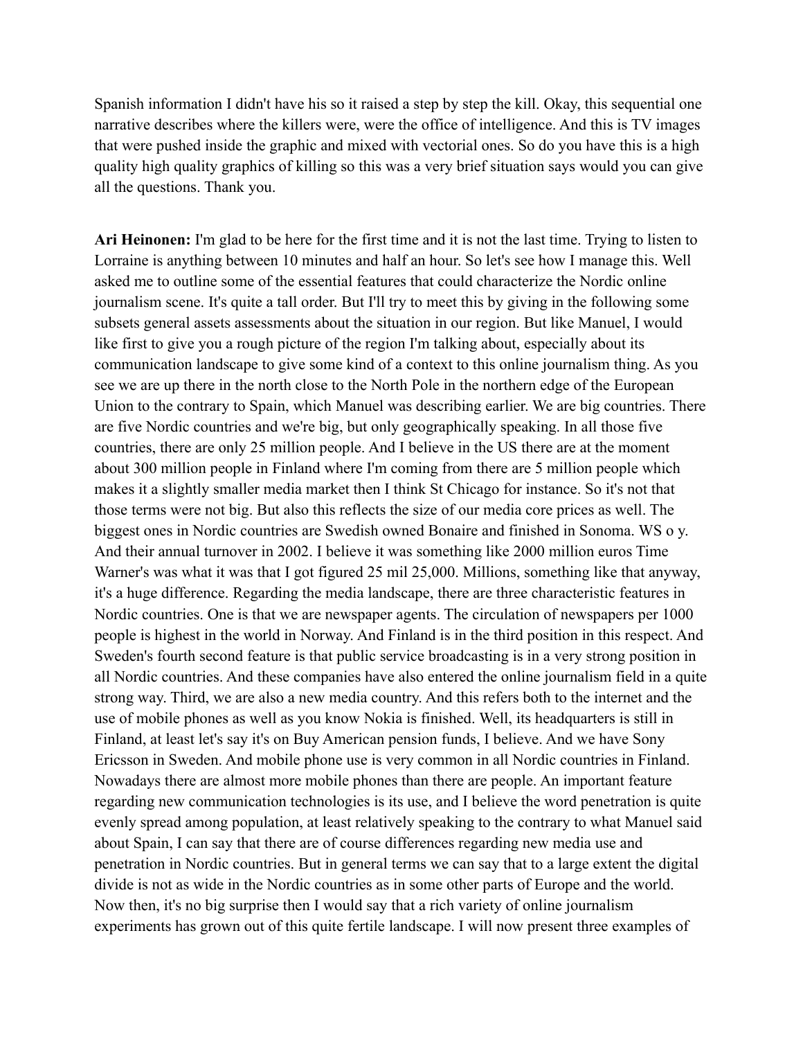Spanish information I didn't have his so it raised a step by step the kill. Okay, this sequential one narrative describes where the killers were, were the office of intelligence. And this is TV images that were pushed inside the graphic and mixed with vectorial ones. So do you have this is a high quality high quality graphics of killing so this was a very brief situation says would you can give all the questions. Thank you.

**Ari Heinonen:** I'm glad to be here for the first time and it is not the last time. Trying to listen to Lorraine is anything between 10 minutes and half an hour. So let's see how I manage this. Well asked me to outline some of the essential features that could characterize the Nordic online journalism scene. It's quite a tall order. But I'll try to meet this by giving in the following some subsets general assets assessments about the situation in our region. But like Manuel, I would like first to give you a rough picture of the region I'm talking about, especially about its communication landscape to give some kind of a context to this online journalism thing. As you see we are up there in the north close to the North Pole in the northern edge of the European Union to the contrary to Spain, which Manuel was describing earlier. We are big countries. There are five Nordic countries and we're big, but only geographically speaking. In all those five countries, there are only 25 million people. And I believe in the US there are at the moment about 300 million people in Finland where I'm coming from there are 5 million people which makes it a slightly smaller media market then I think St Chicago for instance. So it's not that those terms were not big. But also this reflects the size of our media core prices as well. The biggest ones in Nordic countries are Swedish owned Bonaire and finished in Sonoma. WS o y. And their annual turnover in 2002. I believe it was something like 2000 million euros Time Warner's was what it was that I got figured 25 mil 25,000. Millions, something like that anyway, it's a huge difference. Regarding the media landscape, there are three characteristic features in Nordic countries. One is that we are newspaper agents. The circulation of newspapers per 1000 people is highest in the world in Norway. And Finland is in the third position in this respect. And Sweden's fourth second feature is that public service broadcasting is in a very strong position in all Nordic countries. And these companies have also entered the online journalism field in a quite strong way. Third, we are also a new media country. And this refers both to the internet and the use of mobile phones as well as you know Nokia is finished. Well, its headquarters is still in Finland, at least let's say it's on Buy American pension funds, I believe. And we have Sony Ericsson in Sweden. And mobile phone use is very common in all Nordic countries in Finland. Nowadays there are almost more mobile phones than there are people. An important feature regarding new communication technologies is its use, and I believe the word penetration is quite evenly spread among population, at least relatively speaking to the contrary to what Manuel said about Spain, I can say that there are of course differences regarding new media use and penetration in Nordic countries. But in general terms we can say that to a large extent the digital divide is not as wide in the Nordic countries as in some other parts of Europe and the world. Now then, it's no big surprise then I would say that a rich variety of online journalism experiments has grown out of this quite fertile landscape. I will now present three examples of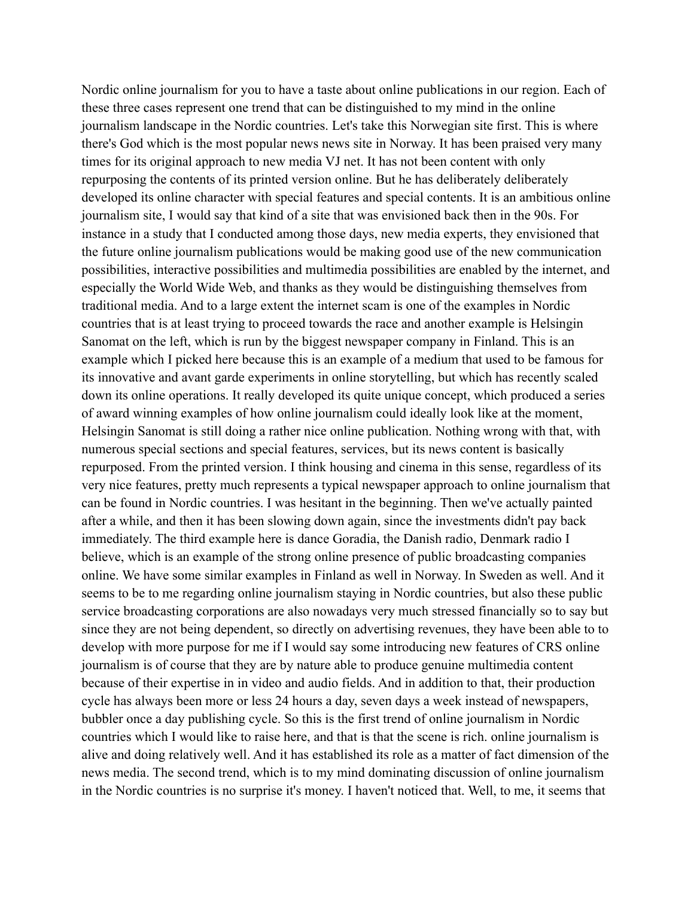Nordic online journalism for you to have a taste about online publications in our region. Each of these three cases represent one trend that can be distinguished to my mind in the online journalism landscape in the Nordic countries. Let's take this Norwegian site first. This is where there's God which is the most popular news news site in Norway. It has been praised very many times for its original approach to new media VJ net. It has not been content with only repurposing the contents of its printed version online. But he has deliberately deliberately developed its online character with special features and special contents. It is an ambitious online journalism site, I would say that kind of a site that was envisioned back then in the 90s. For instance in a study that I conducted among those days, new media experts, they envisioned that the future online journalism publications would be making good use of the new communication possibilities, interactive possibilities and multimedia possibilities are enabled by the internet, and especially the World Wide Web, and thanks as they would be distinguishing themselves from traditional media. And to a large extent the internet scam is one of the examples in Nordic countries that is at least trying to proceed towards the race and another example is Helsingin Sanomat on the left, which is run by the biggest newspaper company in Finland. This is an example which I picked here because this is an example of a medium that used to be famous for its innovative and avant garde experiments in online storytelling, but which has recently scaled down its online operations. It really developed its quite unique concept, which produced a series of award winning examples of how online journalism could ideally look like at the moment, Helsingin Sanomat is still doing a rather nice online publication. Nothing wrong with that, with numerous special sections and special features, services, but its news content is basically repurposed. From the printed version. I think housing and cinema in this sense, regardless of its very nice features, pretty much represents a typical newspaper approach to online journalism that can be found in Nordic countries. I was hesitant in the beginning. Then we've actually painted after a while, and then it has been slowing down again, since the investments didn't pay back immediately. The third example here is dance Goradia, the Danish radio, Denmark radio I believe, which is an example of the strong online presence of public broadcasting companies online. We have some similar examples in Finland as well in Norway. In Sweden as well. And it seems to be to me regarding online journalism staying in Nordic countries, but also these public service broadcasting corporations are also nowadays very much stressed financially so to say but since they are not being dependent, so directly on advertising revenues, they have been able to to develop with more purpose for me if I would say some introducing new features of CRS online journalism is of course that they are by nature able to produce genuine multimedia content because of their expertise in in video and audio fields. And in addition to that, their production cycle has always been more or less 24 hours a day, seven days a week instead of newspapers, bubbler once a day publishing cycle. So this is the first trend of online journalism in Nordic countries which I would like to raise here, and that is that the scene is rich. online journalism is alive and doing relatively well. And it has established its role as a matter of fact dimension of the news media. The second trend, which is to my mind dominating discussion of online journalism in the Nordic countries is no surprise it's money. I haven't noticed that. Well, to me, it seems that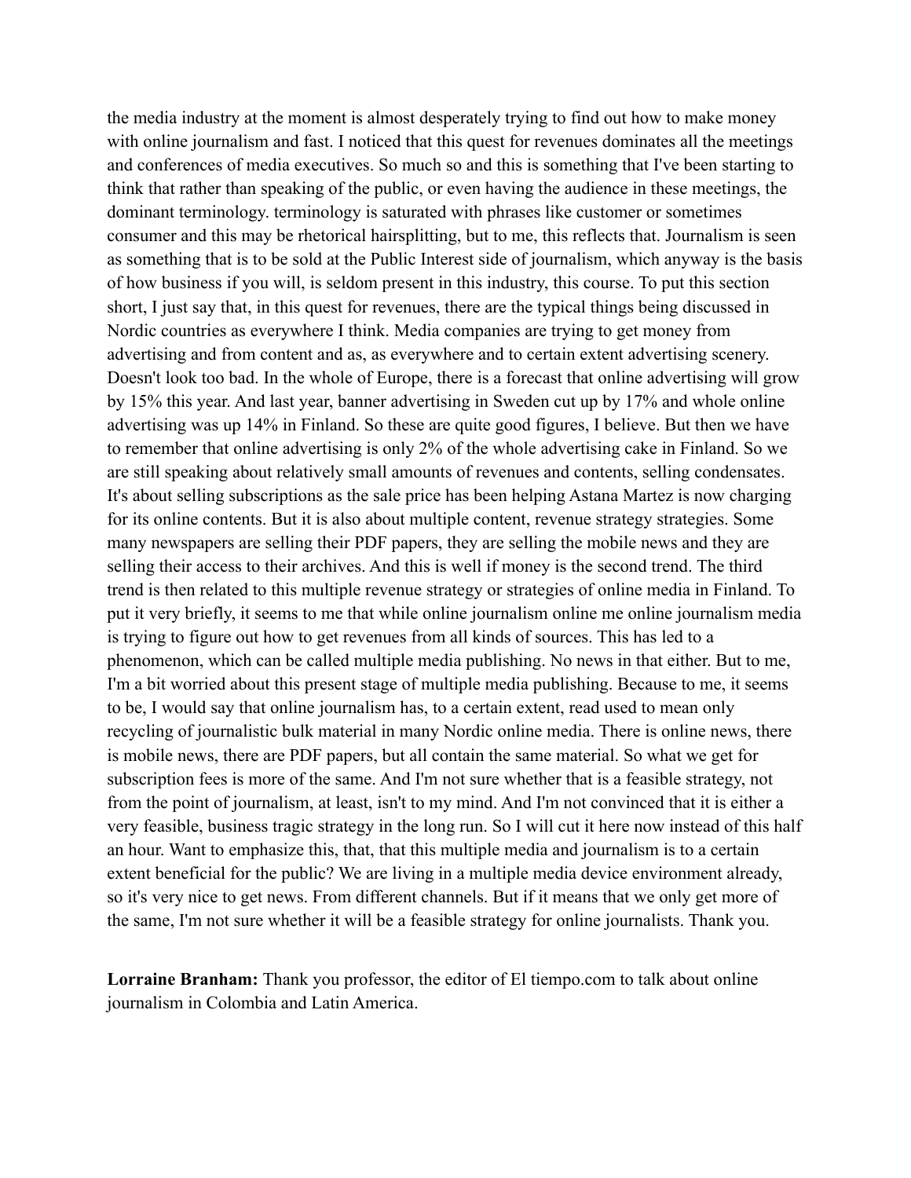the media industry at the moment is almost desperately trying to find out how to make money with online journalism and fast. I noticed that this quest for revenues dominates all the meetings and conferences of media executives. So much so and this is something that I've been starting to think that rather than speaking of the public, or even having the audience in these meetings, the dominant terminology. terminology is saturated with phrases like customer or sometimes consumer and this may be rhetorical hairsplitting, but to me, this reflects that. Journalism is seen as something that is to be sold at the Public Interest side of journalism, which anyway is the basis of how business if you will, is seldom present in this industry, this course. To put this section short, I just say that, in this quest for revenues, there are the typical things being discussed in Nordic countries as everywhere I think. Media companies are trying to get money from advertising and from content and as, as everywhere and to certain extent advertising scenery. Doesn't look too bad. In the whole of Europe, there is a forecast that online advertising will grow by 15% this year. And last year, banner advertising in Sweden cut up by 17% and whole online advertising was up 14% in Finland. So these are quite good figures, I believe. But then we have to remember that online advertising is only 2% of the whole advertising cake in Finland. So we are still speaking about relatively small amounts of revenues and contents, selling condensates. It's about selling subscriptions as the sale price has been helping Astana Martez is now charging for its online contents. But it is also about multiple content, revenue strategy strategies. Some many newspapers are selling their PDF papers, they are selling the mobile news and they are selling their access to their archives. And this is well if money is the second trend. The third trend is then related to this multiple revenue strategy or strategies of online media in Finland. To put it very briefly, it seems to me that while online journalism online me online journalism media is trying to figure out how to get revenues from all kinds of sources. This has led to a phenomenon, which can be called multiple media publishing. No news in that either. But to me, I'm a bit worried about this present stage of multiple media publishing. Because to me, it seems to be, I would say that online journalism has, to a certain extent, read used to mean only recycling of journalistic bulk material in many Nordic online media. There is online news, there is mobile news, there are PDF papers, but all contain the same material. So what we get for subscription fees is more of the same. And I'm not sure whether that is a feasible strategy, not from the point of journalism, at least, isn't to my mind. And I'm not convinced that it is either a very feasible, business tragic strategy in the long run. So I will cut it here now instead of this half an hour. Want to emphasize this, that, that this multiple media and journalism is to a certain extent beneficial for the public? We are living in a multiple media device environment already, so it's very nice to get news. From different channels. But if it means that we only get more of the same, I'm not sure whether it will be a feasible strategy for online journalists. Thank you.

**Lorraine Branham:** Thank you professor, the editor of El tiempo.com to talk about online journalism in Colombia and Latin America.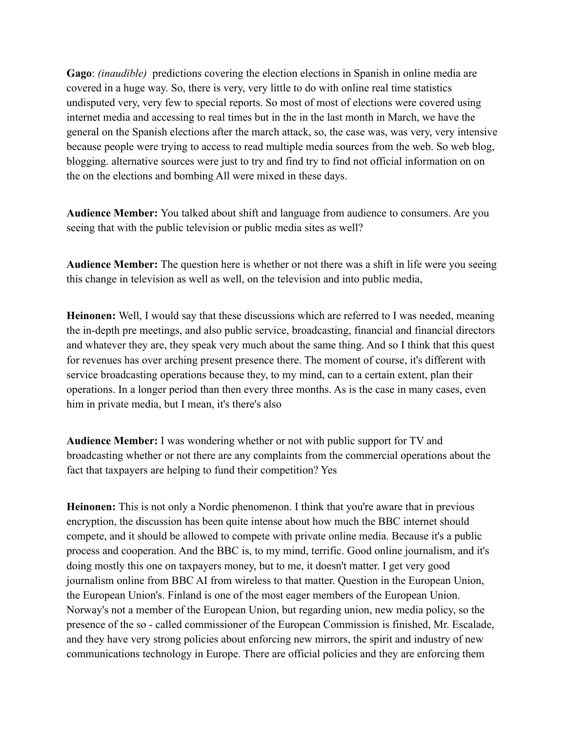**Gago**: *(inaudible)* predictions covering the election elections in Spanish in online media are covered in a huge way. So, there is very, very little to do with online real time statistics undisputed very, very few to special reports. So most of most of elections were covered using internet media and accessing to real times but in the in the last month in March, we have the general on the Spanish elections after the march attack, so, the case was, was very, very intensive because people were trying to access to read multiple media sources from the web. So web blog, blogging. alternative sources were just to try and find try to find not official information on on the on the elections and bombing All were mixed in these days.

**Audience Member:** You talked about shift and language from audience to consumers. Are you seeing that with the public television or public media sites as well?

**Audience Member:** The question here is whether or not there was a shift in life were you seeing this change in television as well as well, on the television and into public media,

**Heinonen:** Well, I would say that these discussions which are referred to I was needed, meaning the in-depth pre meetings, and also public service, broadcasting, financial and financial directors and whatever they are, they speak very much about the same thing. And so I think that this quest for revenues has over arching present presence there. The moment of course, it's different with service broadcasting operations because they, to my mind, can to a certain extent, plan their operations. In a longer period than then every three months. As is the case in many cases, even him in private media, but I mean, it's there's also

**Audience Member:** I was wondering whether or not with public support for TV and broadcasting whether or not there are any complaints from the commercial operations about the fact that taxpayers are helping to fund their competition? Yes

**Heinonen:** This is not only a Nordic phenomenon. I think that you're aware that in previous encryption, the discussion has been quite intense about how much the BBC internet should compete, and it should be allowed to compete with private online media. Because it's a public process and cooperation. And the BBC is, to my mind, terrific. Good online journalism, and it's doing mostly this one on taxpayers money, but to me, it doesn't matter. I get very good journalism online from BBC AI from wireless to that matter. Question in the European Union, the European Union's. Finland is one of the most eager members of the European Union. Norway's not a member of the European Union, but regarding union, new media policy, so the presence of the so - called commissioner of the European Commission is finished, Mr. Escalade, and they have very strong policies about enforcing new mirrors, the spirit and industry of new communications technology in Europe. There are official policies and they are enforcing them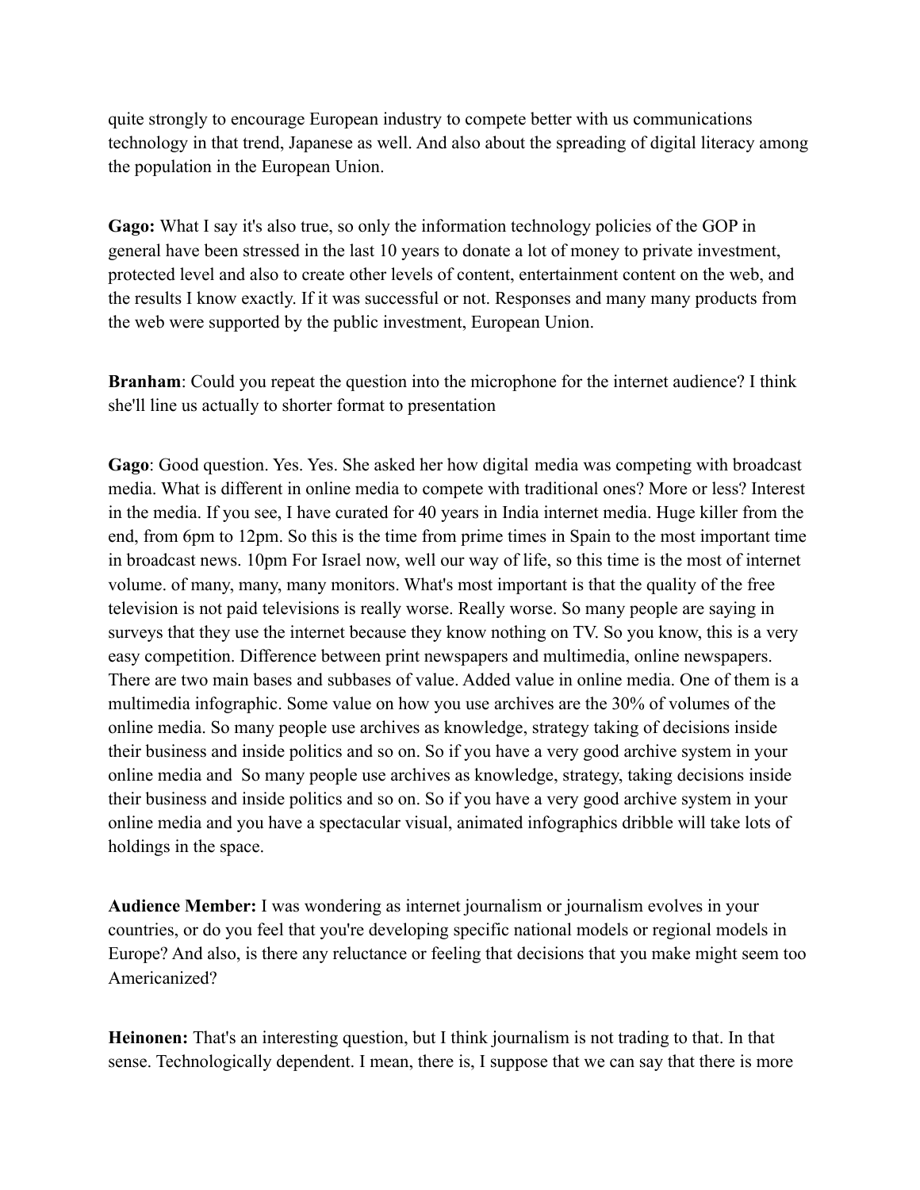quite strongly to encourage European industry to compete better with us communications technology in that trend, Japanese as well. And also about the spreading of digital literacy among the population in the European Union.

**Gago:** What I say it's also true, so only the information technology policies of the GOP in general have been stressed in the last 10 years to donate a lot of money to private investment, protected level and also to create other levels of content, entertainment content on the web, and the results I know exactly. If it was successful or not. Responses and many many products from the web were supported by the public investment, European Union.

**Branham**: Could you repeat the question into the microphone for the internet audience? I think she'll line us actually to shorter format to presentation

**Gago**: Good question. Yes. Yes. She asked her how digital media was competing with broadcast media. What is different in online media to compete with traditional ones? More or less? Interest in the media. If you see, I have curated for 40 years in India internet media. Huge killer from the end, from 6pm to 12pm. So this is the time from prime times in Spain to the most important time in broadcast news. 10pm For Israel now, well our way of life, so this time is the most of internet volume. of many, many, many monitors. What's most important is that the quality of the free television is not paid televisions is really worse. Really worse. So many people are saying in surveys that they use the internet because they know nothing on TV. So you know, this is a very easy competition. Difference between print newspapers and multimedia, online newspapers. There are two main bases and subbases of value. Added value in online media. One of them is a multimedia infographic. Some value on how you use archives are the 30% of volumes of the online media. So many people use archives as knowledge, strategy taking of decisions inside their business and inside politics and so on. So if you have a very good archive system in your online media and So many people use archives as knowledge, strategy, taking decisions inside their business and inside politics and so on. So if you have a very good archive system in your online media and you have a spectacular visual, animated infographics dribble will take lots of holdings in the space.

**Audience Member:** I was wondering as internet journalism or journalism evolves in your countries, or do you feel that you're developing specific national models or regional models in Europe? And also, is there any reluctance or feeling that decisions that you make might seem too Americanized?

**Heinonen:** That's an interesting question, but I think journalism is not trading to that. In that sense. Technologically dependent. I mean, there is, I suppose that we can say that there is more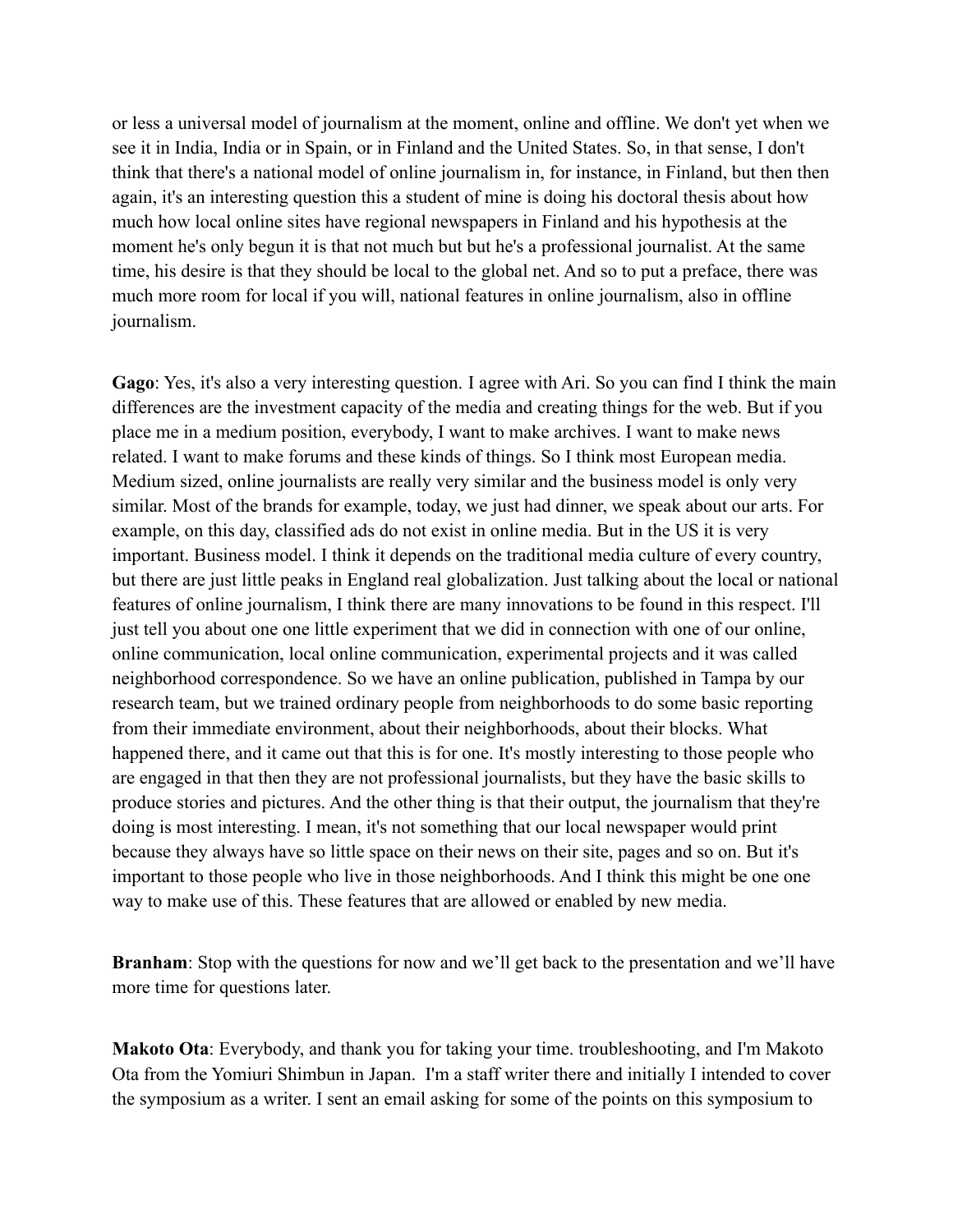or less a universal model of journalism at the moment, online and offline. We don't yet when we see it in India, India or in Spain, or in Finland and the United States. So, in that sense, I don't think that there's a national model of online journalism in, for instance, in Finland, but then then again, it's an interesting question this a student of mine is doing his doctoral thesis about how much how local online sites have regional newspapers in Finland and his hypothesis at the moment he's only begun it is that not much but but he's a professional journalist. At the same time, his desire is that they should be local to the global net. And so to put a preface, there was much more room for local if you will, national features in online journalism, also in offline journalism.

**Gago**: Yes, it's also a very interesting question. I agree with Ari. So you can find I think the main differences are the investment capacity of the media and creating things for the web. But if you place me in a medium position, everybody, I want to make archives. I want to make news related. I want to make forums and these kinds of things. So I think most European media. Medium sized, online journalists are really very similar and the business model is only very similar. Most of the brands for example, today, we just had dinner, we speak about our arts. For example, on this day, classified ads do not exist in online media. But in the US it is very important. Business model. I think it depends on the traditional media culture of every country, but there are just little peaks in England real globalization. Just talking about the local or national features of online journalism, I think there are many innovations to be found in this respect. I'll just tell you about one one little experiment that we did in connection with one of our online, online communication, local online communication, experimental projects and it was called neighborhood correspondence. So we have an online publication, published in Tampa by our research team, but we trained ordinary people from neighborhoods to do some basic reporting from their immediate environment, about their neighborhoods, about their blocks. What happened there, and it came out that this is for one. It's mostly interesting to those people who are engaged in that then they are not professional journalists, but they have the basic skills to produce stories and pictures. And the other thing is that their output, the journalism that they're doing is most interesting. I mean, it's not something that our local newspaper would print because they always have so little space on their news on their site, pages and so on. But it's important to those people who live in those neighborhoods. And I think this might be one one way to make use of this. These features that are allowed or enabled by new media.

**Branham**: Stop with the questions for now and we'll get back to the presentation and we'll have more time for questions later.

**Makoto Ota**: Everybody, and thank you for taking your time. troubleshooting, and I'm Makoto Ota from the Yomiuri Shimbun in Japan. I'm a staff writer there and initially I intended to cover the symposium as a writer. I sent an email asking for some of the points on this symposium to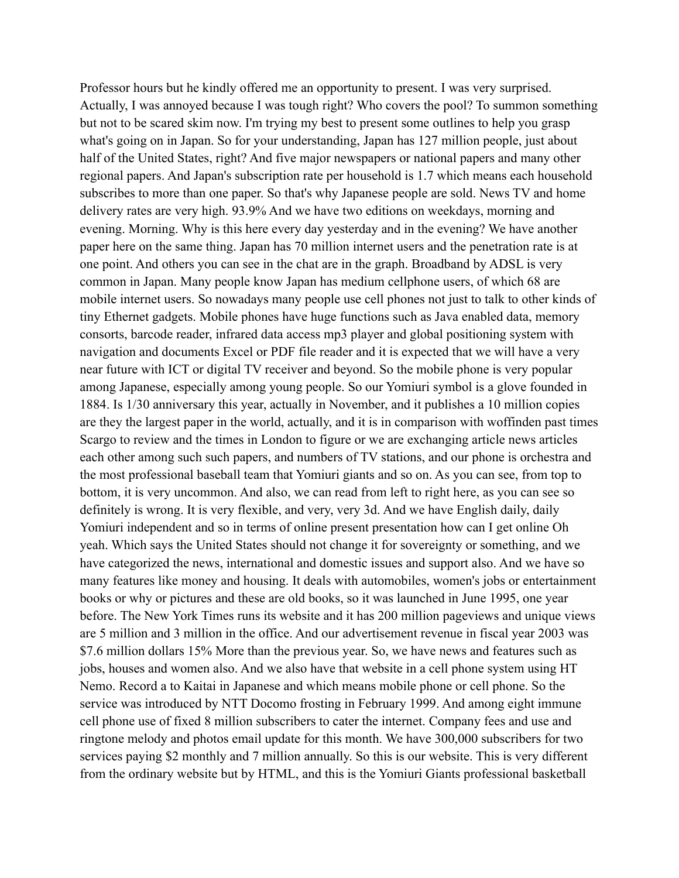Professor hours but he kindly offered me an opportunity to present. I was very surprised. Actually, I was annoyed because I was tough right? Who covers the pool? To summon something but not to be scared skim now. I'm trying my best to present some outlines to help you grasp what's going on in Japan. So for your understanding, Japan has 127 million people, just about half of the United States, right? And five major newspapers or national papers and many other regional papers. And Japan's subscription rate per household is 1.7 which means each household subscribes to more than one paper. So that's why Japanese people are sold. News TV and home delivery rates are very high. 93.9% And we have two editions on weekdays, morning and evening. Morning. Why is this here every day yesterday and in the evening? We have another paper here on the same thing. Japan has 70 million internet users and the penetration rate is at one point. And others you can see in the chat are in the graph. Broadband by ADSL is very common in Japan. Many people know Japan has medium cellphone users, of which 68 are mobile internet users. So nowadays many people use cell phones not just to talk to other kinds of tiny Ethernet gadgets. Mobile phones have huge functions such as Java enabled data, memory consorts, barcode reader, infrared data access mp3 player and global positioning system with navigation and documents Excel or PDF file reader and it is expected that we will have a very near future with ICT or digital TV receiver and beyond. So the mobile phone is very popular among Japanese, especially among young people. So our Yomiuri symbol is a glove founded in 1884. Is 1/30 anniversary this year, actually in November, and it publishes a 10 million copies are they the largest paper in the world, actually, and it is in comparison with woffinden past times Scargo to review and the times in London to figure or we are exchanging article news articles each other among such such papers, and numbers of TV stations, and our phone is orchestra and the most professional baseball team that Yomiuri giants and so on. As you can see, from top to bottom, it is very uncommon. And also, we can read from left to right here, as you can see so definitely is wrong. It is very flexible, and very, very 3d. And we have English daily, daily Yomiuri independent and so in terms of online present presentation how can I get online Oh yeah. Which says the United States should not change it for sovereignty or something, and we have categorized the news, international and domestic issues and support also. And we have so many features like money and housing. It deals with automobiles, women's jobs or entertainment books or why or pictures and these are old books, so it was launched in June 1995, one year before. The New York Times runs its website and it has 200 million pageviews and unique views are 5 million and 3 million in the office. And our advertisement revenue in fiscal year 2003 was $7.6 million dollars 15% More than the previous year. So, we have news and features such as jobs, houses and women also. And we also have that website in a cell phone system using HT Nemo. Record a to Kaitai in Japanese and which means mobile phone or cell phone. So the service was introduced by NTT Docomo frosting in February 1999. And among eight immune cell phone use of fixed 8 million subscribers to cater the internet. Company fees and use and ringtone melody and photos email update for this month. We have 300,000 subscribers for two services paying $2 monthly and 7 million annually. So this is our website. This is very different from the ordinary website but by HTML, and this is the Yomiuri Giants professional basketball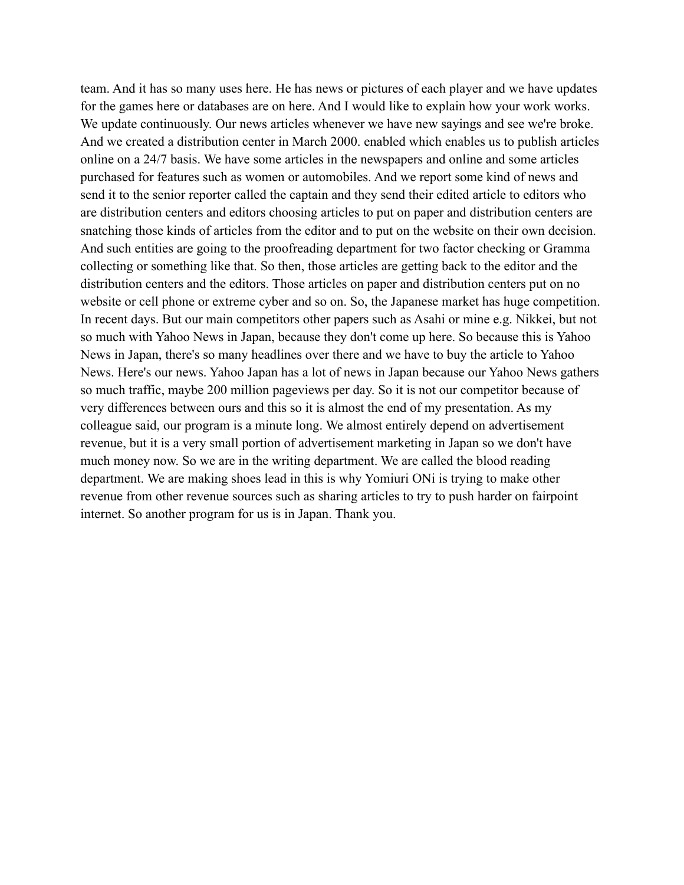team. And it has so many uses here. He has news or pictures of each player and we have updates for the games here or databases are on here. And I would like to explain how your work works. We update continuously. Our news articles whenever we have new sayings and see we're broke. And we created a distribution center in March 2000. enabled which enables us to publish articles online on a 24/7 basis. We have some articles in the newspapers and online and some articles purchased for features such as women or automobiles. And we report some kind of news and send it to the senior reporter called the captain and they send their edited article to editors who are distribution centers and editors choosing articles to put on paper and distribution centers are snatching those kinds of articles from the editor and to put on the website on their own decision. And such entities are going to the proofreading department for two factor checking or Gramma collecting or something like that. So then, those articles are getting back to the editor and the distribution centers and the editors. Those articles on paper and distribution centers put on no website or cell phone or extreme cyber and so on. So, the Japanese market has huge competition. In recent days. But our main competitors other papers such as Asahi or mine e.g. Nikkei, but not so much with Yahoo News in Japan, because they don't come up here. So because this is Yahoo News in Japan, there's so many headlines over there and we have to buy the article to Yahoo News. Here's our news. Yahoo Japan has a lot of news in Japan because our Yahoo News gathers so much traffic, maybe 200 million pageviews per day. So it is not our competitor because of very differences between ours and this so it is almost the end of my presentation. As my colleague said, our program is a minute long. We almost entirely depend on advertisement revenue, but it is a very small portion of advertisement marketing in Japan so we don't have much money now. So we are in the writing department. We are called the blood reading department. We are making shoes lead in this is why Yomiuri ONi is trying to make other revenue from other revenue sources such as sharing articles to try to push harder on fairpoint internet. So another program for us is in Japan. Thank you.